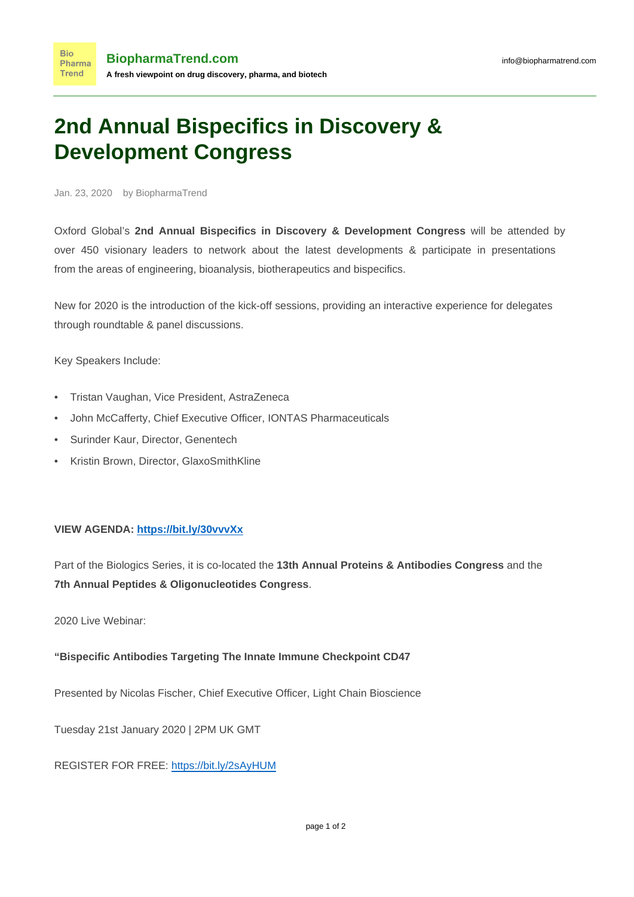# 2nd Annual Bispecifics in Discovery & Development Congress

Jan. 23, 2020 by BiopharmaTrend

Oxford Global's **2nd Annual Bispecifics in Discovery & Development Congress** will be attended by over 450 visionary leaders to network about the latest developments & participate in presentations from the areas of engineering, bioanalysis, biotherapeutics and bispecifics.

New for 2020 is the introduction of the kick-off sessions, providing an interactive experience for delegates through roundtable & panel discussions.

Key Speakers Include:

- Tristan Vaughan, Vice President, AstraZeneca
- John McCafferty, Chief Executive Officer, IONTAS Pharmaceuticals
- Surinder Kaur, Director, Genentech
- Kristin Brown, Director, GlaxoSmithKline

**VIEW AGENDA: https://bit.ly/30vvvXx**

Part of the Biologics Series, it is co-located the **13th Annual Proteins & Antibodies Congress** and the **7th Annual Peptides & Oligonucleotides Congress**.

2020 Live Webinar:

**"Bispecific Antibodies Targeting The Innate Immune Checkpoint CD47**

Presented by Nicolas Fischer, Chief Executive Officer, Light Chain Bioscience

Tuesday 21st January 2020 | 2PM UK GMT

REGISTER FOR FREE: https://bit.ly/2sAyHUM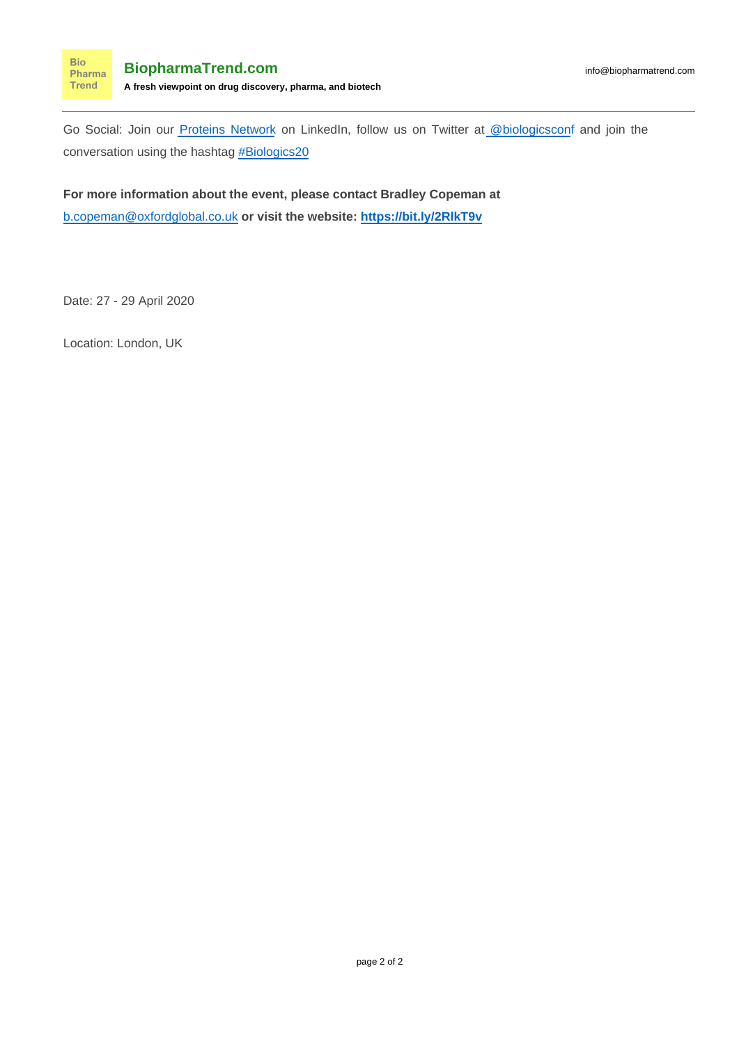Go Social: Join our Proteins Network on LinkedIn, follow us on Twitter at @biologicsconf and join the conversation using the hashtag #Biologics20

**For more information about the event, please contact Bradley Copeman at** b.copeman@oxfordglobal.co.uk **or visit the website: https://bit.ly/2RlkT9v**

Date: 27 - 29 April 2020

Location: London, UK